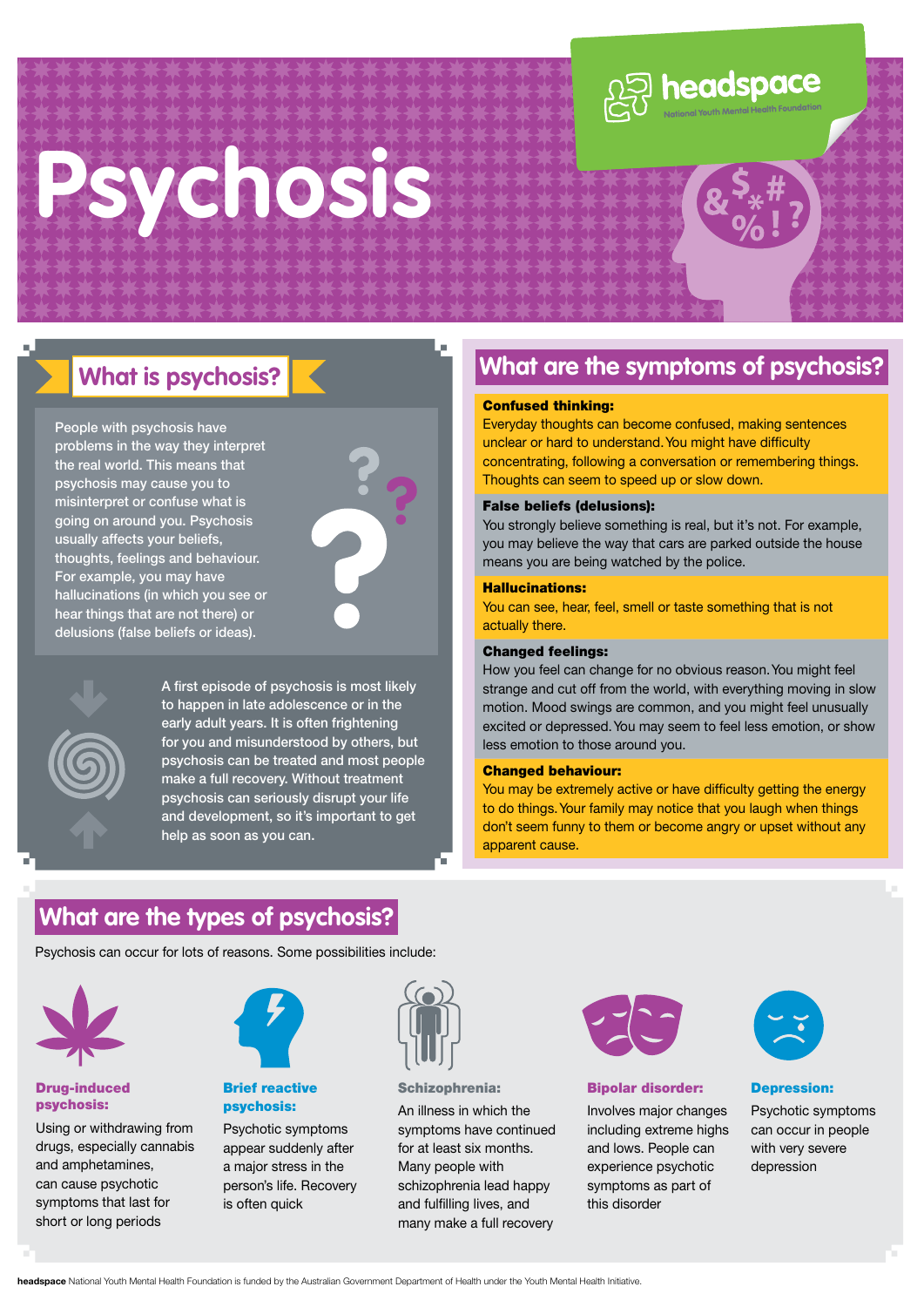# Psychosis

headspace
National Youth Mental Health Foundation

## What is psychosis?

People with psychosis have problems in the way they interpret the real world. This means that psychosis may cause you to misinterpret or confuse what is going on around you. Psychosis usually affects your beliefs, thoughts, feelings and behaviour. For example, you may have hallucinations (in which you see or hear things that are not there) or delusions (false beliefs or ideas).

A first episode of psychosis is most likely to happen in late adolescence or in the early adult years. It is often frightening for you and misunderstood by others, but psychosis can be treated and most people make a full recovery. Without treatment psychosis can seriously disrupt your life and development, so it's important to get help as soon as you can.

## What are the symptoms of psychosis?

**Confused thinking:**
Everyday thoughts can become confused, making sentences unclear or hard to understand. You might have difficulty concentrating, following a conversation or remembering things. Thoughts can seem to speed up or slow down.

**False beliefs (delusions):**
You strongly believe something is real, but it's not. For example, you may believe the way that cars are parked outside the house means you are being watched by the police.

**Hallucinations:**
You can see, hear, feel, smell or taste something that is not actually there.

**Changed feelings:**
How you feel can change for no obvious reason. You might feel strange and cut off from the world, with everything moving in slow motion. Mood swings are common, and you might feel unusually excited or depressed. You may seem to feel less emotion, or show less emotion to those around you.

**Changed behaviour:**
You may be extremely active or have difficulty getting the energy to do things. Your family may notice that you laugh when things don't seem funny to them or become angry or upset without any apparent cause.

## What are the types of psychosis?

Psychosis can occur for lots of reasons. Some possibilities include:

**Drug-induced psychosis:**
Using or withdrawing from drugs, especially cannabis and amphetamines, can cause psychotic symptoms that last for short or long periods

**Brief reactive psychosis:**
Psychotic symptoms appear suddenly after a major stress in the person's life. Recovery is often quick

**Schizophrenia:**
An illness in which the symptoms have continued for at least six months. Many people with schizophrenia lead happy and fulfilling lives, and many make a full recovery

**Bipolar disorder:**
Involves major changes including extreme highs and lows. People can experience psychotic symptoms as part of this disorder

**Depression:**
Psychotic symptoms can occur in people with very severe depression

**headspace** National Youth Mental Health Foundation is funded by the Australian Government Department of Health under the Youth Mental Health Initiative.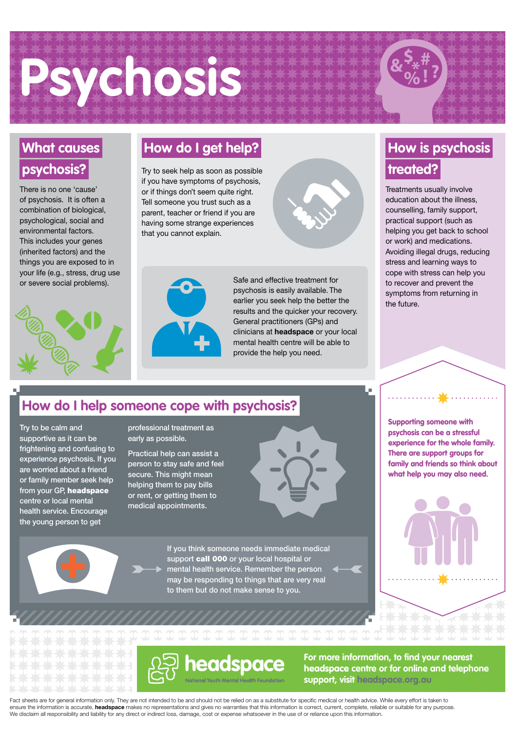# Psychosis

## What causes psychosis?

There is no one 'cause' of psychosis. It is often a combination of biological, psychological, social and environmental factors. This includes your genes (inherited factors) and the things you are exposed to in your life (e.g., stress, drug use or severe social problems).

## How do I get help?

Try to seek help as soon as possible if you have symptoms of psychosis, or if things don't seem quite right. Tell someone you trust such as a parent, teacher or friend if you are having some strange experiences that you cannot explain.

Safe and effective treatment for psychosis is easily available. The earlier you seek help the better the results and the quicker your recovery. General practitioners (GPs) and clinicians at **headspace** or your local mental health centre will be able to provide the help you need.

## How is psychosis treated?

Treatments usually involve education about the illness, counselling, family support, practical support (such as helping you get back to school or work) and medications. Avoiding illegal drugs, reducing stress and learning ways to cope with stress can help you to recover and prevent the symptoms from returning in the future.

## How do I help someone cope with psychosis?

Try to be calm and supportive as it can be frightening and confusing to experience psychosis. If you are worried about a friend or family member seek help from your GP, **headspace** centre or local mental health service. Encourage the young person to get professional treatment as early as possible.

Practical help can assist a person to stay safe and feel secure. This might mean helping them to pay bills or rent, or getting them to medical appointments.

If you think someone needs immediate medical support **call 000** or your local hospital or mental health service. Remember the person may be responding to things that are very real to them but do not make sense to you.

**Supporting someone with psychosis can be a stressful experience for the whole family. There are support groups for family and friends so think about what help you may also need.**

**headspace**
National Youth Mental Health Foundation

For more information, to find your nearest headspace centre or for online and telephone support, visit headspace.org.au

Fact sheets are for general information only. They are not intended to be and should not be relied on as a substitute for specific medical or health advice. While every effort is taken to ensure the information is accurate, **headspace** makes no representations and gives no warranties that this information is correct, current, complete, reliable or suitable for any purpose. We disclaim all responsibility and liability for any direct or indirect loss, damage, cost or expense whatsoever in the use of or reliance upon this information.